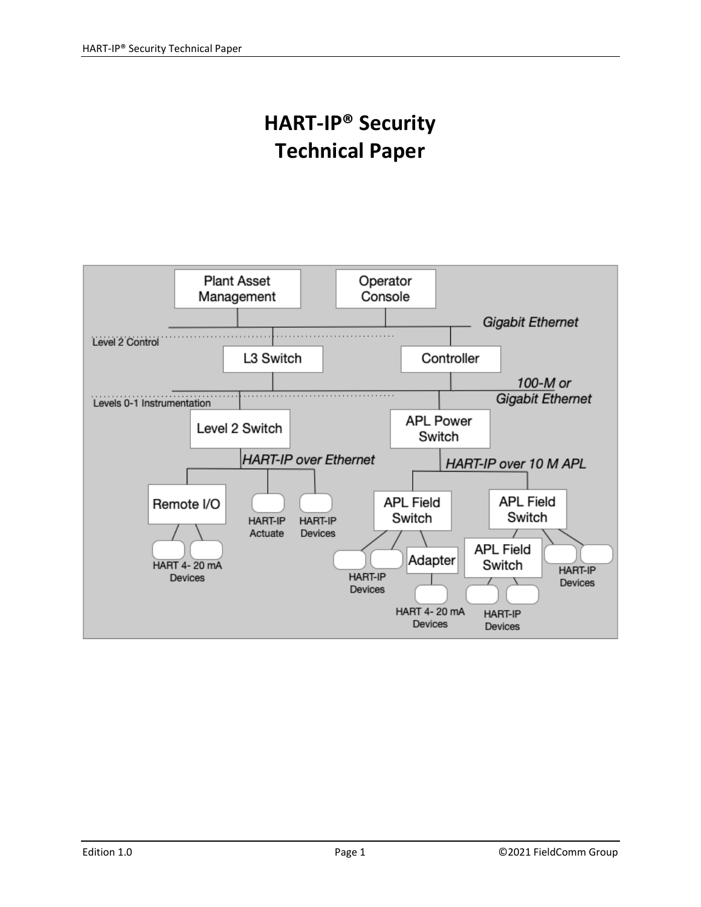# HART-IP® Security Technical Paper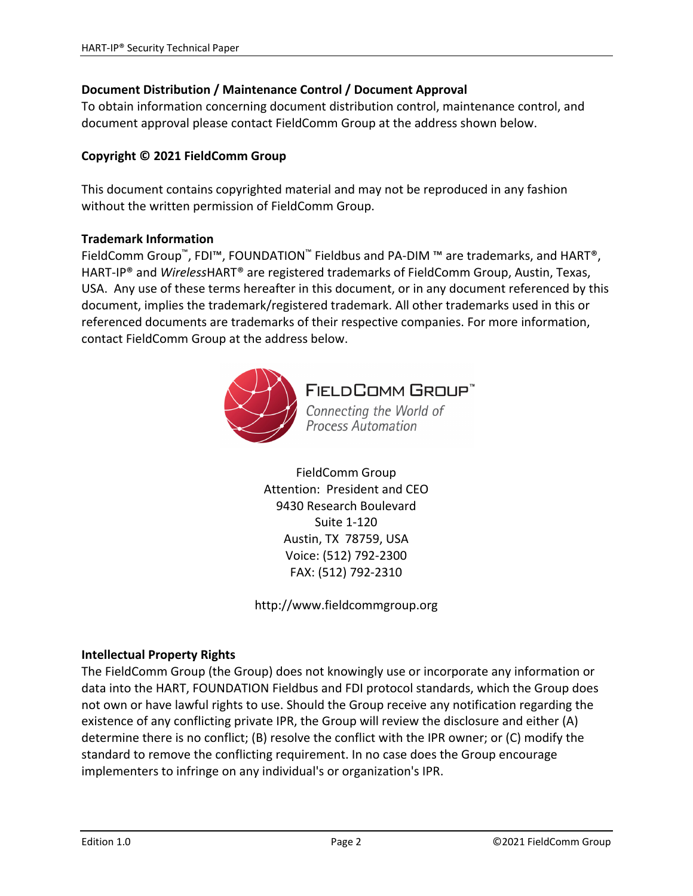**Document Distribution / Maintenance Control / Document Approval**

To obtain information concerning document distribution control, maintenance control, and document approval please contact FieldComm Group at the address shown below.

**Copyright © 2021 FieldComm Group**

This document contains copyrighted material and may not be reproduced in any fashion without the written permission of FieldComm Group.

**Trademark Information**

FieldComm Group™, FDI™, FOUNDATION™ Fieldbus and PA-DIM ™ are trademarks, and HART®, HART-IP® and *Wireless*HART® are registered trademarks of FieldComm Group, Austin, Texas, USA. Any use of these terms hereafter in this document, or in any document referenced by this document, implies the trademark/registered trademark. All other trademarks used in this or referenced documents are trademarks of their respective companies. For more information, contact FieldComm Group at the address below.

FieldComm Group™
Connecting the World of Process Automation

FieldComm Group
Attention: President and CEO
9430 Research Boulevard
Suite 1-120
Austin, TX 78759, USA
Voice: (512) 792-2300
FAX: (512) 792-2310

http://www.fieldcommgroup.org

**Intellectual Property Rights**

The FieldComm Group (the Group) does not knowingly use or incorporate any information or data into the HART, FOUNDATION Fieldbus and FDI protocol standards, which the Group does not own or have lawful rights to use. Should the Group receive any notification regarding the existence of any conflicting private IPR, the Group will review the disclosure and either (A) determine there is no conflict; (B) resolve the conflict with the IPR owner; or (C) modify the standard to remove the conflicting requirement. In no case does the Group encourage implementers to infringe on any individual's or organization's IPR.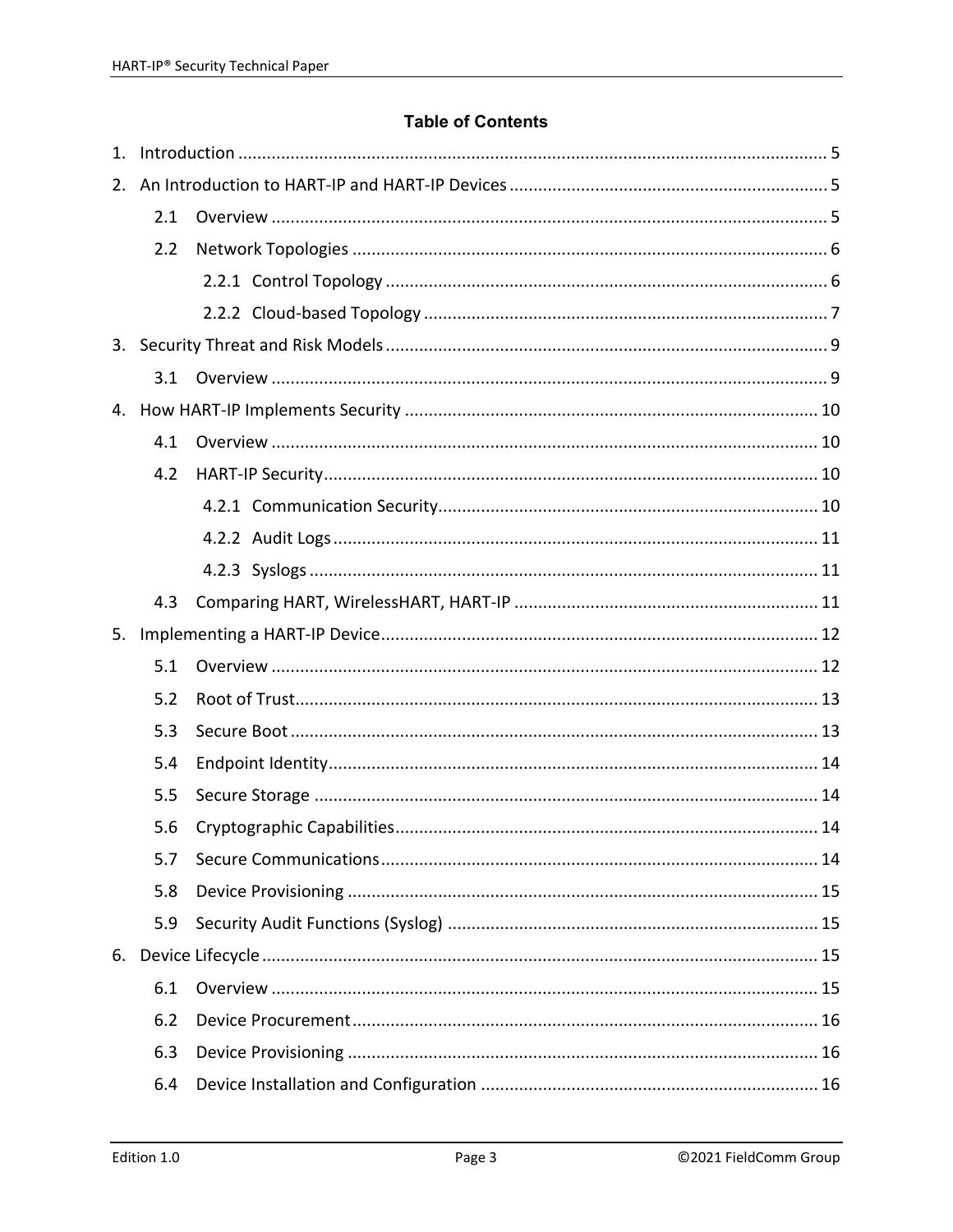# Table of Contents

1. Introduction ........................................................................................................................ 5
2. An Introduction to HART-IP and HART-IP Devices ................................................................. 5
    - 2.1 Overview ................................................................................................................. 5
    - 2.2 Network Topologies ................................................................................................. 6
        - 2.2.1 Control Topology .............................................................................................. 6
        - 2.2.2 Cloud-based Topology ....................................................................................... 7
3. Security Threat and Risk Models ........................................................................................... 9
    - 3.1 Overview ................................................................................................................. 9
4. How HART-IP Implements Security ..................................................................................... 10
    - 4.1 Overview ............................................................................................................... 10
    - 4.2 HART-IP Security.................................................................................................... 10
        - 4.2.1 Communication Security.................................................................................. 10
        - 4.2.2 Audit Logs ....................................................................................................... 11
        - 4.2.3 Syslogs ............................................................................................................ 11
    - 4.3 Comparing HART, WirelessHART, HART-IP ............................................................... 11
5. Implementing a HART-IP Device.......................................................................................... 12
    - 5.1 Overview ............................................................................................................... 12
    - 5.2 Root of Trust.......................................................................................................... 13
    - 5.3 Secure Boot ........................................................................................................... 13
    - 5.4 Endpoint Identity.................................................................................................... 14
    - 5.5 Secure Storage ...................................................................................................... 14
    - 5.6 Cryptographic Capabilities...................................................................................... 14
    - 5.7 Secure Communications......................................................................................... 14
    - 5.8 Device Provisioning ................................................................................................ 15
    - 5.9 Security Audit Functions (Syslog) ........................................................................... 15
6. Device Lifecycle .................................................................................................................. 15
    - 6.1 Overview ............................................................................................................... 15
    - 6.2 Device Procurement................................................................................................ 16
    - 6.3 Device Provisioning ................................................................................................ 16
    - 6.4 Device Installation and Configuration ..................................................................... 16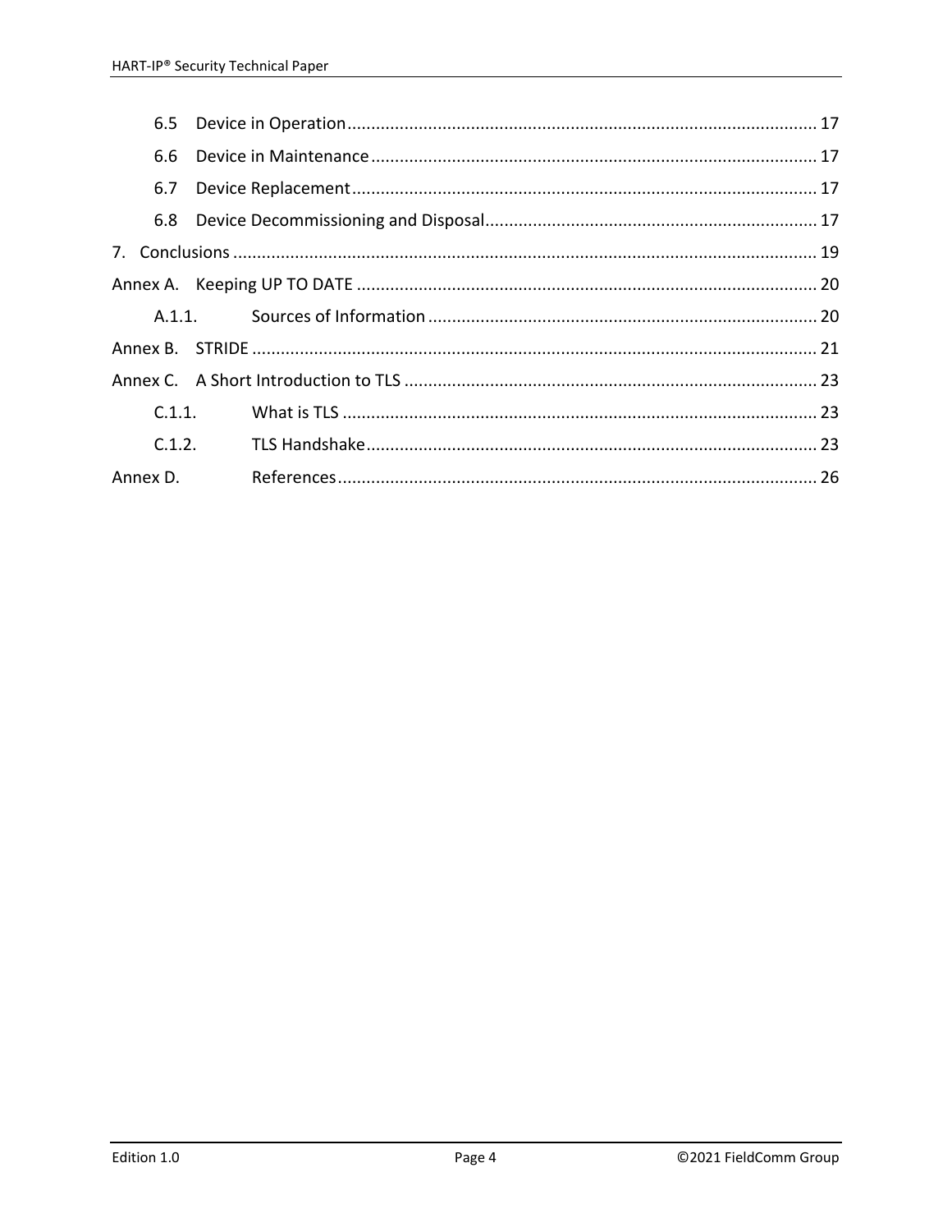6.5 Device in Operation .................................................................................................. 17

6.6 Device in Maintenance ............................................................................................. 17

6.7 Device Replacement ................................................................................................. 17

6.8 Device Decommissioning and Disposal ..................................................................... 17

7. Conclusions ......................................................................................................................... 19

Annex A. Keeping UP TO DATE ................................................................................................ 20

A.1.1. Sources of Information ................................................................................. 20

Annex B. STRIDE ...................................................................................................................... 21

Annex C. A Short Introduction to TLS ..................................................................................... 23

C.1.1. What is TLS ................................................................................................... 23

C.1.2. TLS Handshake .............................................................................................. 23

Annex D. References .................................................................................................... 26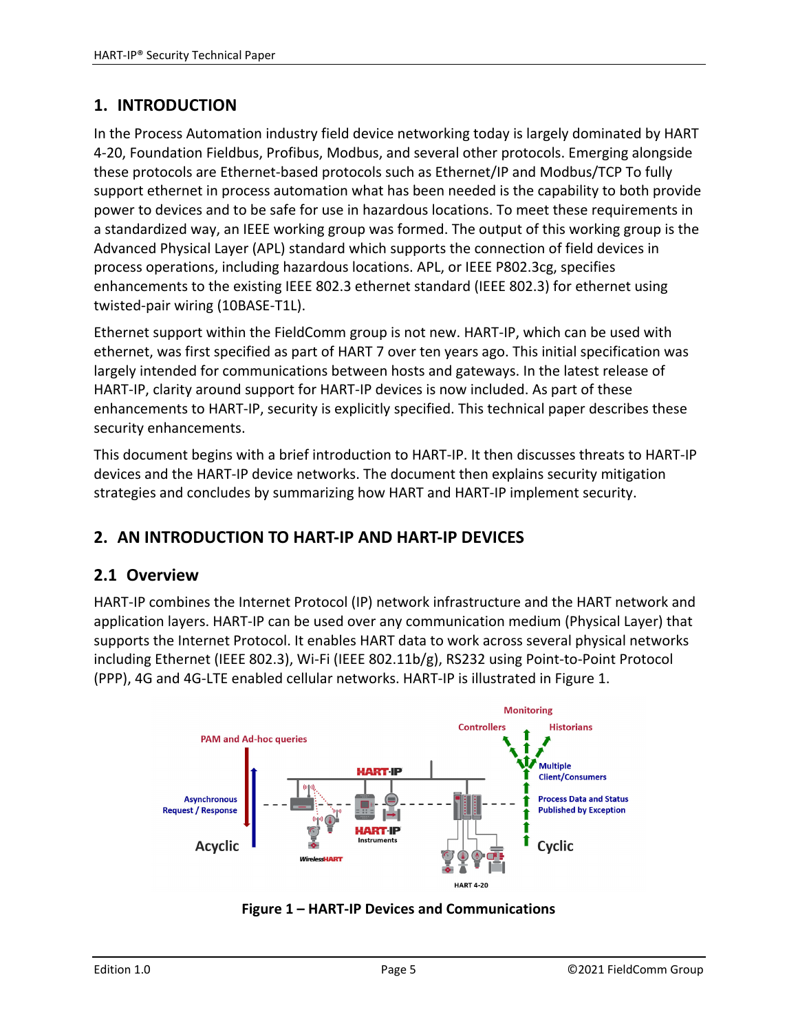## 1. INTRODUCTION

In the Process Automation industry field device networking today is largely dominated by HART 4-20, Foundation Fieldbus, Profibus, Modbus, and several other protocols. Emerging alongside these protocols are Ethernet-based protocols such as Ethernet/IP and Modbus/TCP To fully support ethernet in process automation what has been needed is the capability to both provide power to devices and to be safe for use in hazardous locations. To meet these requirements in a standardized way, an IEEE working group was formed. The output of this working group is the Advanced Physical Layer (APL) standard which supports the connection of field devices in process operations, including hazardous locations. APL, or IEEE P802.3cg, specifies enhancements to the existing IEEE 802.3 ethernet standard (IEEE 802.3) for ethernet using twisted-pair wiring (10BASE-T1L).

Ethernet support within the FieldComm group is not new. HART-IP, which can be used with ethernet, was first specified as part of HART 7 over ten years ago. This initial specification was largely intended for communications between hosts and gateways. In the latest release of HART-IP, clarity around support for HART-IP devices is now included. As part of these enhancements to HART-IP, security is explicitly specified. This technical paper describes these security enhancements.

This document begins with a brief introduction to HART-IP. It then discusses threats to HART-IP devices and the HART-IP device networks. The document then explains security mitigation strategies and concludes by summarizing how HART and HART-IP implement security.

## 2. AN INTRODUCTION TO HART-IP AND HART-IP DEVICES

### 2.1 Overview

HART-IP combines the Internet Protocol (IP) network infrastructure and the HART network and application layers. HART-IP can be used over any communication medium (Physical Layer) that supports the Internet Protocol. It enables HART data to work across several physical networks including Ethernet (IEEE 802.3), Wi-Fi (IEEE 802.11b/g), RS232 using Point-to-Point Protocol (PPP), 4G and 4G-LTE enabled cellular networks. HART-IP is illustrated in Figure 1.

**Figure 1 – HART-IP Devices and Communications**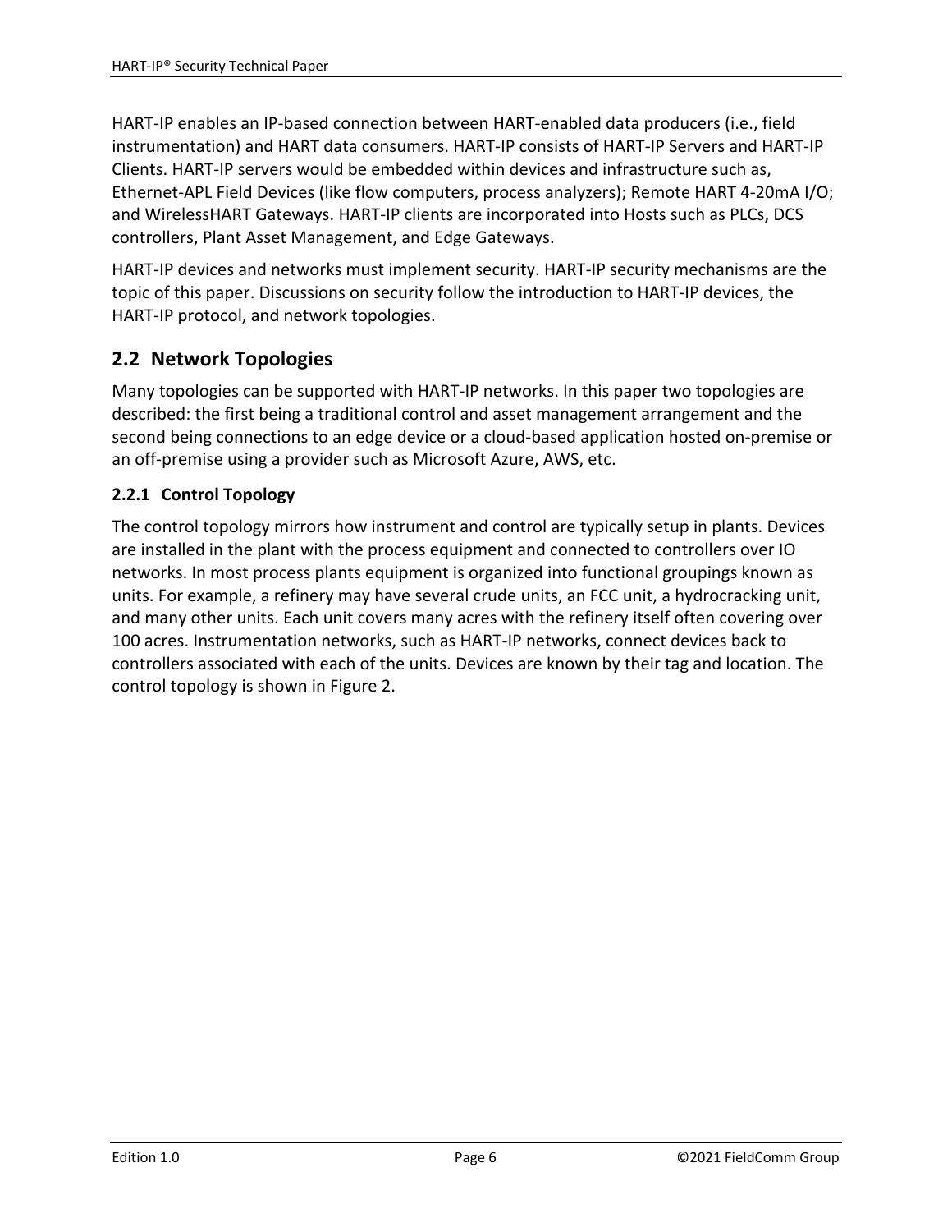HART-IP enables an IP-based connection between HART-enabled data producers (i.e., field instrumentation) and HART data consumers. HART-IP consists of HART-IP Servers and HART-IP Clients. HART-IP servers would be embedded within devices and infrastructure such as, Ethernet-APL Field Devices (like flow computers, process analyzers); Remote HART 4-20mA I/O; and WirelessHART Gateways. HART-IP clients are incorporated into Hosts such as PLCs, DCS controllers, Plant Asset Management, and Edge Gateways.

HART-IP devices and networks must implement security. HART-IP security mechanisms are the topic of this paper. Discussions on security follow the introduction to HART-IP devices, the HART-IP protocol, and network topologies.

## 2.2 Network Topologies

Many topologies can be supported with HART-IP networks. In this paper two topologies are described: the first being a traditional control and asset management arrangement and the second being connections to an edge device or a cloud-based application hosted on-premise or an off-premise using a provider such as Microsoft Azure, AWS, etc.

### 2.2.1 Control Topology

The control topology mirrors how instrument and control are typically setup in plants. Devices are installed in the plant with the process equipment and connected to controllers over IO networks. In most process plants equipment is organized into functional groupings known as units. For example, a refinery may have several crude units, an FCC unit, a hydrocracking unit, and many other units. Each unit covers many acres with the refinery itself often covering over 100 acres. Instrumentation networks, such as HART-IP networks, connect devices back to controllers associated with each of the units. Devices are known by their tag and location. The control topology is shown in Figure 2.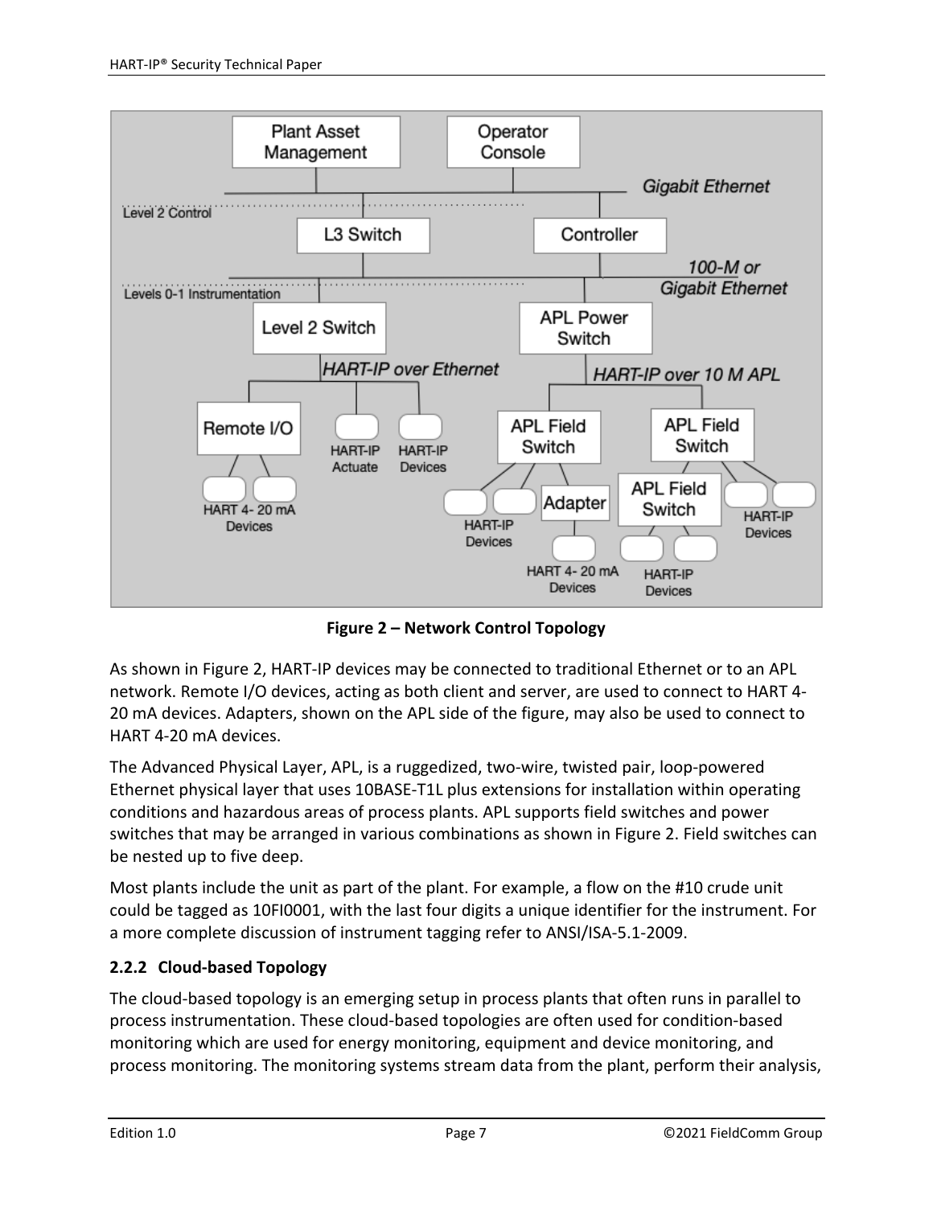**Figure 2 – Network Control Topology**

As shown in Figure 2, HART-IP devices may be connected to traditional Ethernet or to an APL network. Remote I/O devices, acting as both client and server, are used to connect to HART 4-20 mA devices. Adapters, shown on the APL side of the figure, may also be used to connect to HART 4-20 mA devices.

The Advanced Physical Layer, APL, is a ruggedized, two-wire, twisted pair, loop-powered Ethernet physical layer that uses 10BASE-T1L plus extensions for installation within operating conditions and hazardous areas of process plants. APL supports field switches and power switches that may be arranged in various combinations as shown in Figure 2. Field switches can be nested up to five deep.

Most plants include the unit as part of the plant. For example, a flow on the #10 crude unit could be tagged as 10FI0001, with the last four digits a unique identifier for the instrument. For a more complete discussion of instrument tagging refer to ANSI/ISA-5.1-2009.

### 2.2.2 Cloud-based Topology

The cloud-based topology is an emerging setup in process plants that often runs in parallel to process instrumentation. These cloud-based topologies are often used for condition-based monitoring which are used for energy monitoring, equipment and device monitoring, and process monitoring. The monitoring systems stream data from the plant, perform their analysis,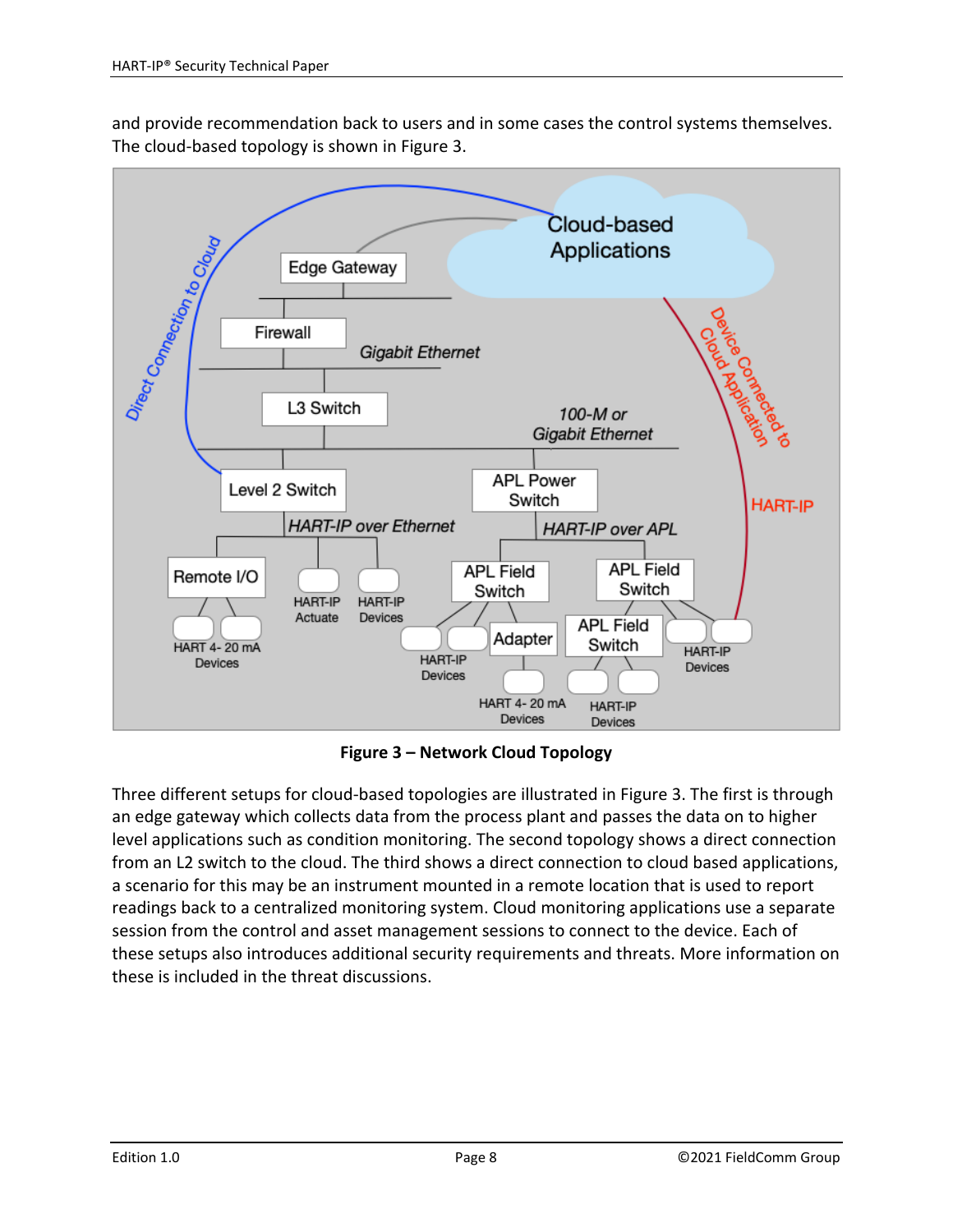and provide recommendation back to users and in some cases the control systems themselves. The cloud-based topology is shown in Figure 3.

**Figure 3 – Network Cloud Topology**

Three different setups for cloud-based topologies are illustrated in Figure 3. The first is through an edge gateway which collects data from the process plant and passes the data on to higher level applications such as condition monitoring. The second topology shows a direct connection from an L2 switch to the cloud. The third shows a direct connection to cloud based applications, a scenario for this may be an instrument mounted in a remote location that is used to report readings back to a centralized monitoring system. Cloud monitoring applications use a separate session from the control and asset management sessions to connect to the device. Each of these setups also introduces additional security requirements and threats. More information on these is included in the threat discussions.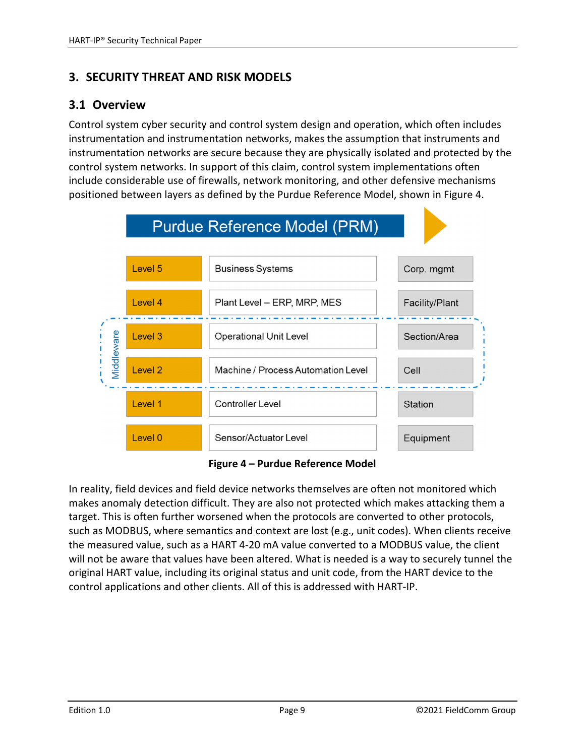# 3. SECURITY THREAT AND RISK MODELS

## 3.1 Overview

Control system cyber security and control system design and operation, which often includes instrumentation and instrumentation networks, makes the assumption that instruments and instrumentation networks are secure because they are physically isolated and protected by the control system networks. In support of this claim, control system implementations often include considerable use of firewalls, network monitoring, and other defensive mechanisms positioned between layers as defined by the Purdue Reference Model, shown in Figure 4.

**Purdue Reference Model (PRM)**

| Level | Description | Scope |
| --- | --- | --- |
| Level 5 | Business Systems | Corp. mgmt |
| Level 4 | Plant Level – ERP, MRP, MES | Facility/Plant |
| Level 3 (Middleware) | Operational Unit Level | Section/Area |
| Level 2 (Middleware) | Machine / Process Automation Level | Cell |
| Level 1 | Controller Level | Station |
| Level 0 | Sensor/Actuator Level | Equipment |

**Figure 4 – Purdue Reference Model**

In reality, field devices and field device networks themselves are often not monitored which makes anomaly detection difficult. They are also not protected which makes attacking them a target. This is often further worsened when the protocols are converted to other protocols, such as MODBUS, where semantics and context are lost (e.g., unit codes). When clients receive the measured value, such as a HART 4-20 mA value converted to a MODBUS value, the client will not be aware that values have been altered. What is needed is a way to securely tunnel the original HART value, including its original status and unit code, from the HART device to the control applications and other clients. All of this is addressed with HART-IP.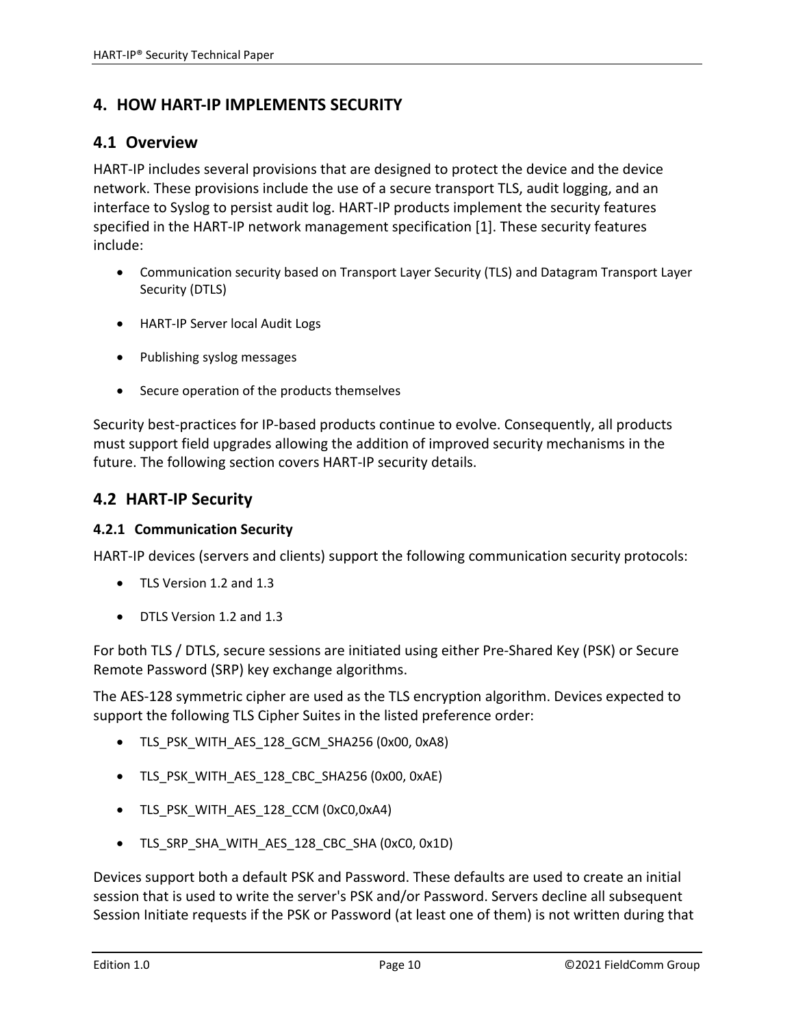# 4. HOW HART-IP IMPLEMENTS SECURITY

## 4.1 Overview

HART-IP includes several provisions that are designed to protect the device and the device network. These provisions include the use of a secure transport TLS, audit logging, and an interface to Syslog to persist audit log. HART-IP products implement the security features specified in the HART-IP network management specification [1]. These security features include:

- Communication security based on Transport Layer Security (TLS) and Datagram Transport Layer Security (DTLS)
- HART-IP Server local Audit Logs
- Publishing syslog messages
- Secure operation of the products themselves

Security best-practices for IP-based products continue to evolve. Consequently, all products must support field upgrades allowing the addition of improved security mechanisms in the future. The following section covers HART-IP security details.

## 4.2 HART-IP Security

### 4.2.1 Communication Security

HART-IP devices (servers and clients) support the following communication security protocols:

- TLS Version 1.2 and 1.3
- DTLS Version 1.2 and 1.3

For both TLS / DTLS, secure sessions are initiated using either Pre-Shared Key (PSK) or Secure Remote Password (SRP) key exchange algorithms.

The AES-128 symmetric cipher are used as the TLS encryption algorithm. Devices expected to support the following TLS Cipher Suites in the listed preference order:

- TLS_PSK_WITH_AES_128_GCM_SHA256 (0x00, 0xA8)
- TLS_PSK_WITH_AES_128_CBC_SHA256 (0x00, 0xAE)
- TLS_PSK_WITH_AES_128_CCM (0xC0,0xA4)
- TLS_SRP_SHA_WITH_AES_128_CBC_SHA (0xC0, 0x1D)

Devices support both a default PSK and Password. These defaults are used to create an initial session that is used to write the server's PSK and/or Password. Servers decline all subsequent Session Initiate requests if the PSK or Password (at least one of them) is not written during that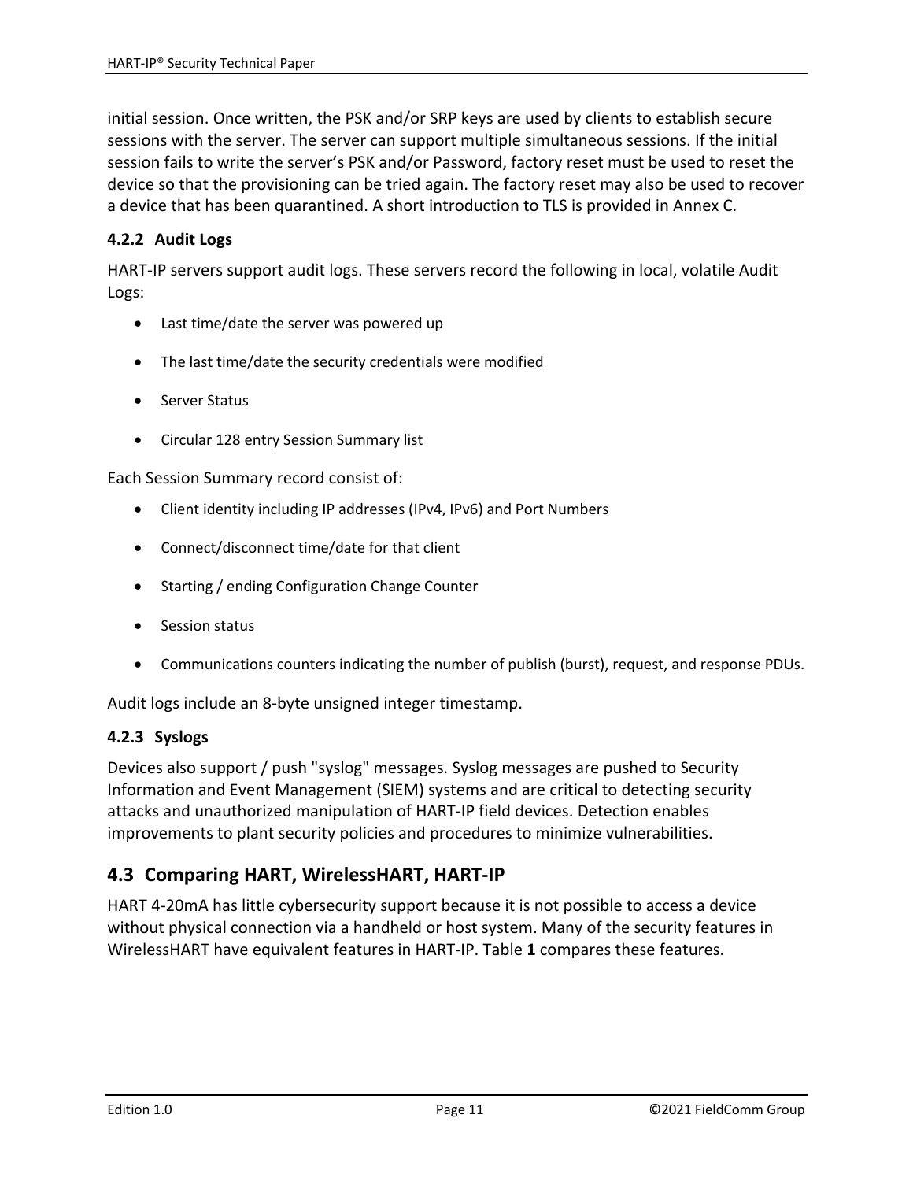initial session. Once written, the PSK and/or SRP keys are used by clients to establish secure sessions with the server. The server can support multiple simultaneous sessions. If the initial session fails to write the server's PSK and/or Password, factory reset must be used to reset the device so that the provisioning can be tried again. The factory reset may also be used to recover a device that has been quarantined. A short introduction to TLS is provided in Annex C.

### 4.2.2 Audit Logs

HART-IP servers support audit logs. These servers record the following in local, volatile Audit Logs:

- Last time/date the server was powered up
- The last time/date the security credentials were modified
- Server Status
- Circular 128 entry Session Summary list

Each Session Summary record consist of:

- Client identity including IP addresses (IPv4, IPv6) and Port Numbers
- Connect/disconnect time/date for that client
- Starting / ending Configuration Change Counter
- Session status
- Communications counters indicating the number of publish (burst), request, and response PDUs.

Audit logs include an 8-byte unsigned integer timestamp.

### 4.2.3 Syslogs

Devices also support / push "syslog" messages. Syslog messages are pushed to Security Information and Event Management (SIEM) systems and are critical to detecting security attacks and unauthorized manipulation of HART-IP field devices. Detection enables improvements to plant security policies and procedures to minimize vulnerabilities.

## 4.3 Comparing HART, WirelessHART, HART-IP

HART 4-20mA has little cybersecurity support because it is not possible to access a device without physical connection via a handheld or host system. Many of the security features in WirelessHART have equivalent features in HART-IP. Table **1** compares these features.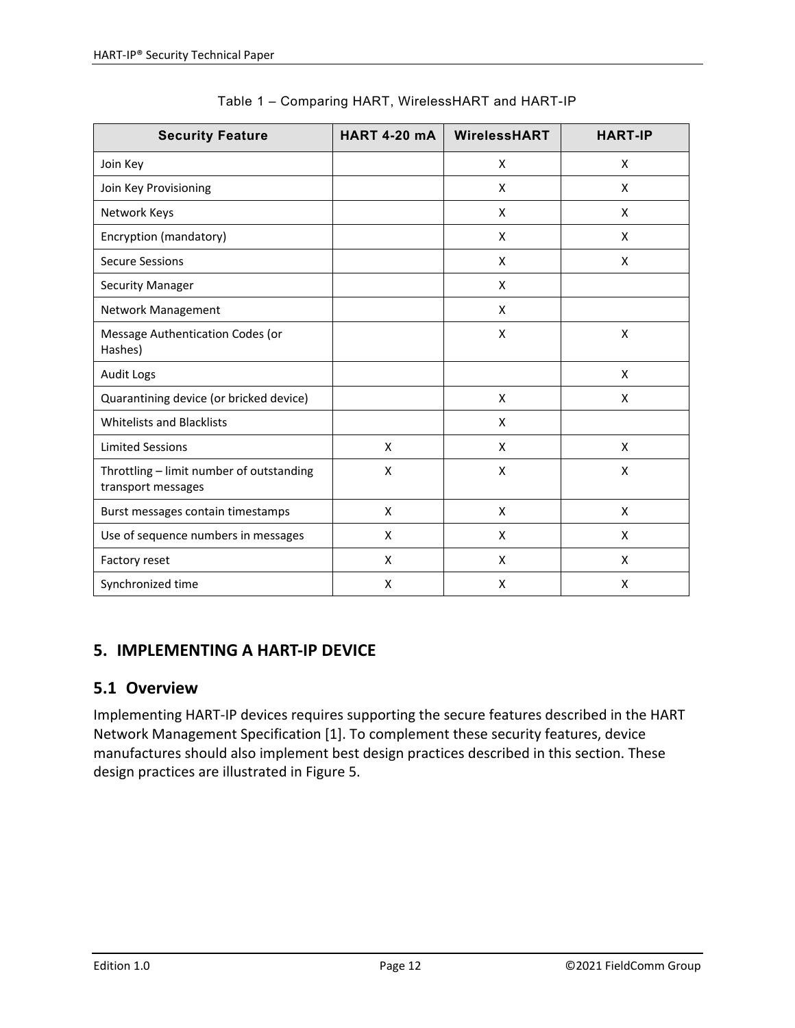Table 1 – Comparing HART, WirelessHART and HART-IP

| Security Feature | HART 4-20 mA | WirelessHART | HART-IP |
|---|---|---|---|
| Join Key | | X | X |
| Join Key Provisioning | | X | X |
| Network Keys | | X | X |
| Encryption (mandatory) | | X | X |
| Secure Sessions | | X | X |
| Security Manager | | X | |
| Network Management | | X | |
| Message Authentication Codes (or Hashes) | | X | X |
| Audit Logs | | | X |
| Quarantining device (or bricked device) | | X | X |
| Whitelists and Blacklists | | X | |
| Limited Sessions | X | X | X |
| Throttling – limit number of outstanding transport messages | X | X | X |
| Burst messages contain timestamps | X | X | X |
| Use of sequence numbers in messages | X | X | X |
| Factory reset | X | X | X |
| Synchronized time | X | X | X |

## 5. IMPLEMENTING A HART-IP DEVICE

### 5.1 Overview

Implementing HART-IP devices requires supporting the secure features described in the HART Network Management Specification [1]. To complement these security features, device manufactures should also implement best design practices described in this section. These design practices are illustrated in Figure 5.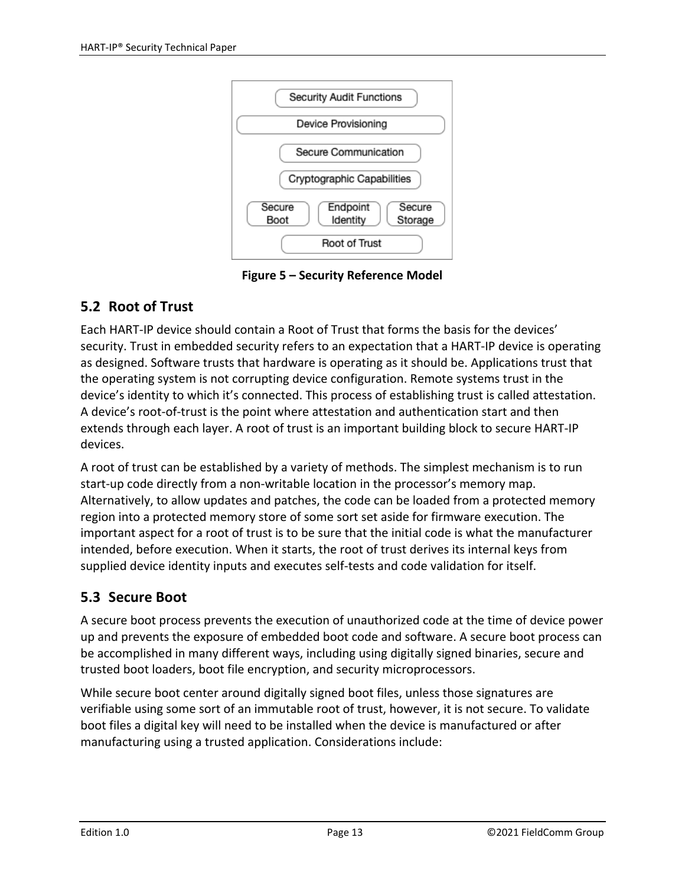Figure 5 – Security Reference Model

## 5.2 Root of Trust

Each HART-IP device should contain a Root of Trust that forms the basis for the devices' security. Trust in embedded security refers to an expectation that a HART-IP device is operating as designed. Software trusts that hardware is operating as it should be. Applications trust that the operating system is not corrupting device configuration. Remote systems trust in the device's identity to which it's connected. This process of establishing trust is called attestation. A device's root-of-trust is the point where attestation and authentication start and then extends through each layer. A root of trust is an important building block to secure HART-IP devices.

A root of trust can be established by a variety of methods. The simplest mechanism is to run start-up code directly from a non-writable location in the processor's memory map. Alternatively, to allow updates and patches, the code can be loaded from a protected memory region into a protected memory store of some sort set aside for firmware execution. The important aspect for a root of trust is to be sure that the initial code is what the manufacturer intended, before execution. When it starts, the root of trust derives its internal keys from supplied device identity inputs and executes self-tests and code validation for itself.

## 5.3 Secure Boot

A secure boot process prevents the execution of unauthorized code at the time of device power up and prevents the exposure of embedded boot code and software. A secure boot process can be accomplished in many different ways, including using digitally signed binaries, secure and trusted boot loaders, boot file encryption, and security microprocessors.

While secure boot center around digitally signed boot files, unless those signatures are verifiable using some sort of an immutable root of trust, however, it is not secure. To validate boot files a digital key will need to be installed when the device is manufactured or after manufacturing using a trusted application. Considerations include: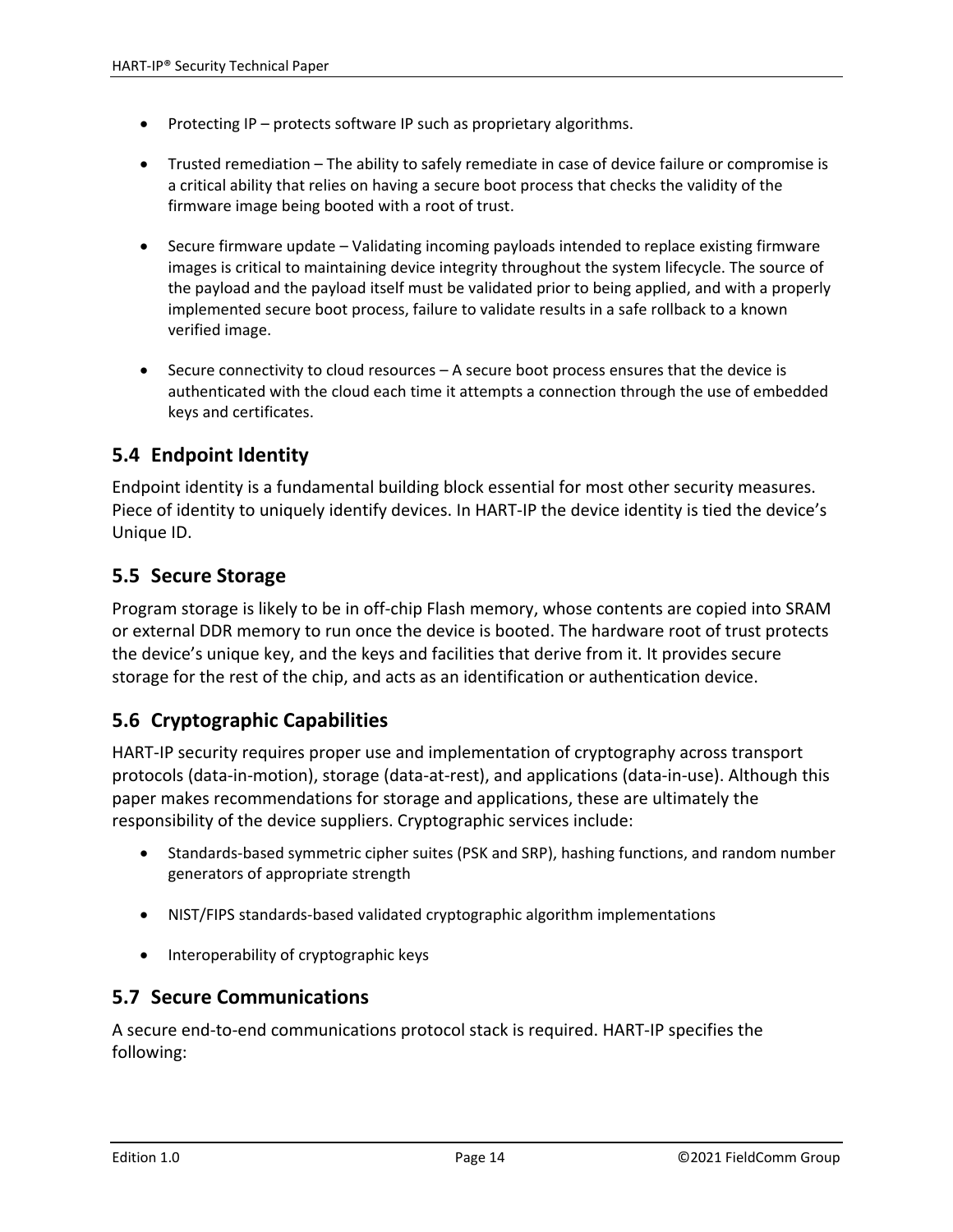- Protecting IP – protects software IP such as proprietary algorithms.
- Trusted remediation – The ability to safely remediate in case of device failure or compromise is a critical ability that relies on having a secure boot process that checks the validity of the firmware image being booted with a root of trust.
- Secure firmware update – Validating incoming payloads intended to replace existing firmware images is critical to maintaining device integrity throughout the system lifecycle. The source of the payload and the payload itself must be validated prior to being applied, and with a properly implemented secure boot process, failure to validate results in a safe rollback to a known verified image.
- Secure connectivity to cloud resources – A secure boot process ensures that the device is authenticated with the cloud each time it attempts a connection through the use of embedded keys and certificates.

## 5.4 Endpoint Identity

Endpoint identity is a fundamental building block essential for most other security measures. Piece of identity to uniquely identify devices. In HART-IP the device identity is tied the device's Unique ID.

## 5.5 Secure Storage

Program storage is likely to be in off-chip Flash memory, whose contents are copied into SRAM or external DDR memory to run once the device is booted. The hardware root of trust protects the device's unique key, and the keys and facilities that derive from it. It provides secure storage for the rest of the chip, and acts as an identification or authentication device.

## 5.6 Cryptographic Capabilities

HART-IP security requires proper use and implementation of cryptography across transport protocols (data-in-motion), storage (data-at-rest), and applications (data-in-use). Although this paper makes recommendations for storage and applications, these are ultimately the responsibility of the device suppliers. Cryptographic services include:

- Standards-based symmetric cipher suites (PSK and SRP), hashing functions, and random number generators of appropriate strength
- NIST/FIPS standards-based validated cryptographic algorithm implementations
- Interoperability of cryptographic keys

## 5.7 Secure Communications

A secure end-to-end communications protocol stack is required. HART-IP specifies the following: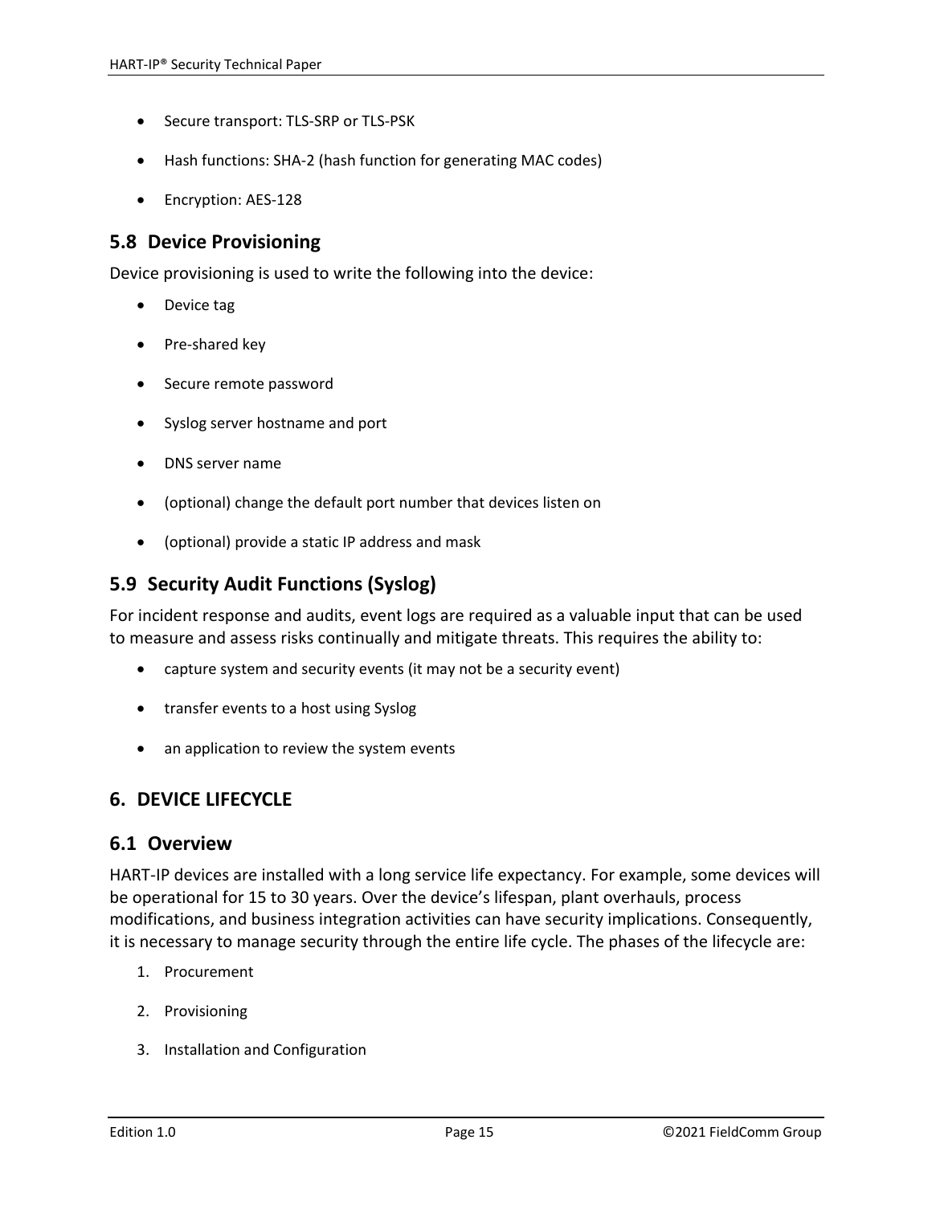- Secure transport: TLS-SRP or TLS-PSK
- Hash functions: SHA-2 (hash function for generating MAC codes)
- Encryption: AES-128

## 5.8 Device Provisioning

Device provisioning is used to write the following into the device:

- Device tag
- Pre-shared key
- Secure remote password
- Syslog server hostname and port
- DNS server name
- (optional) change the default port number that devices listen on
- (optional) provide a static IP address and mask

## 5.9 Security Audit Functions (Syslog)

For incident response and audits, event logs are required as a valuable input that can be used to measure and assess risks continually and mitigate threats. This requires the ability to:

- capture system and security events (it may not be a security event)
- transfer events to a host using Syslog
- an application to review the system events

# 6. DEVICE LIFECYCLE

## 6.1 Overview

HART-IP devices are installed with a long service life expectancy. For example, some devices will be operational for 15 to 30 years. Over the device's lifespan, plant overhauls, process modifications, and business integration activities can have security implications. Consequently, it is necessary to manage security through the entire life cycle. The phases of the lifecycle are:

1. Procurement
2. Provisioning
3. Installation and Configuration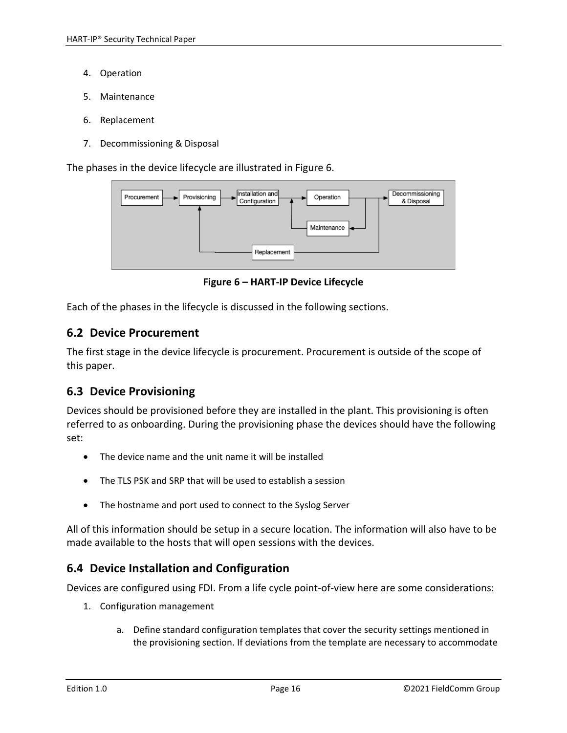4. Operation
5. Maintenance
6. Replacement
7. Decommissioning & Disposal

The phases in the device lifecycle are illustrated in Figure 6.

**Figure 6 – HART-IP Device Lifecycle**

Each of the phases in the lifecycle is discussed in the following sections.

## 6.2 Device Procurement

The first stage in the device lifecycle is procurement. Procurement is outside of the scope of this paper.

## 6.3 Device Provisioning

Devices should be provisioned before they are installed in the plant. This provisioning is often referred to as onboarding. During the provisioning phase the devices should have the following set:

- The device name and the unit name it will be installed
- The TLS PSK and SRP that will be used to establish a session
- The hostname and port used to connect to the Syslog Server

All of this information should be setup in a secure location. The information will also have to be made available to the hosts that will open sessions with the devices.

## 6.4 Device Installation and Configuration

Devices are configured using FDI. From a life cycle point-of-view here are some considerations:

1. Configuration management
   a. Define standard configuration templates that cover the security settings mentioned in the provisioning section. If deviations from the template are necessary to accommodate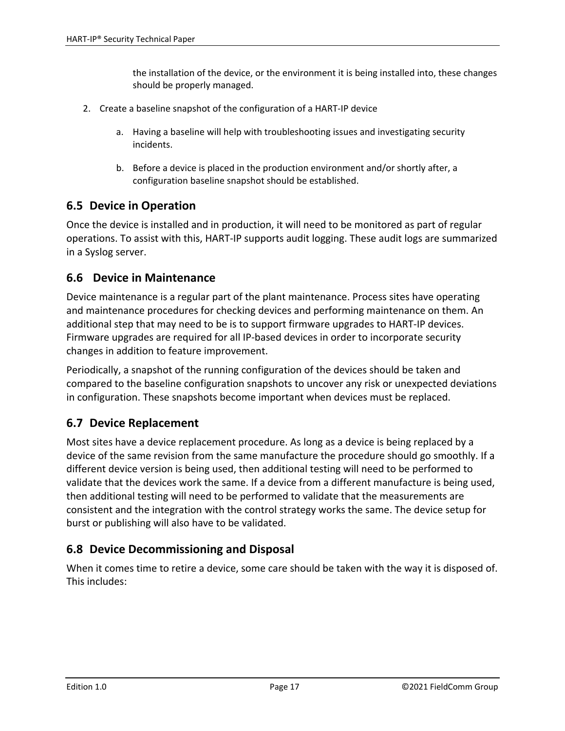the installation of the device, or the environment it is being installed into, these changes should be properly managed.

2. Create a baseline snapshot of the configuration of a HART-IP device

    a. Having a baseline will help with troubleshooting issues and investigating security incidents.

    b. Before a device is placed in the production environment and/or shortly after, a configuration baseline snapshot should be established.

## 6.5 Device in Operation

Once the device is installed and in production, it will need to be monitored as part of regular operations. To assist with this, HART-IP supports audit logging. These audit logs are summarized in a Syslog server.

## 6.6 Device in Maintenance

Device maintenance is a regular part of the plant maintenance. Process sites have operating and maintenance procedures for checking devices and performing maintenance on them. An additional step that may need to be is to support firmware upgrades to HART-IP devices. Firmware upgrades are required for all IP-based devices in order to incorporate security changes in addition to feature improvement.

Periodically, a snapshot of the running configuration of the devices should be taken and compared to the baseline configuration snapshots to uncover any risk or unexpected deviations in configuration. These snapshots become important when devices must be replaced.

## 6.7 Device Replacement

Most sites have a device replacement procedure. As long as a device is being replaced by a device of the same revision from the same manufacture the procedure should go smoothly. If a different device version is being used, then additional testing will need to be performed to validate that the devices work the same. If a device from a different manufacture is being used, then additional testing will need to be performed to validate that the measurements are consistent and the integration with the control strategy works the same. The device setup for burst or publishing will also have to be validated.

## 6.8 Device Decommissioning and Disposal

When it comes time to retire a device, some care should be taken with the way it is disposed of. This includes: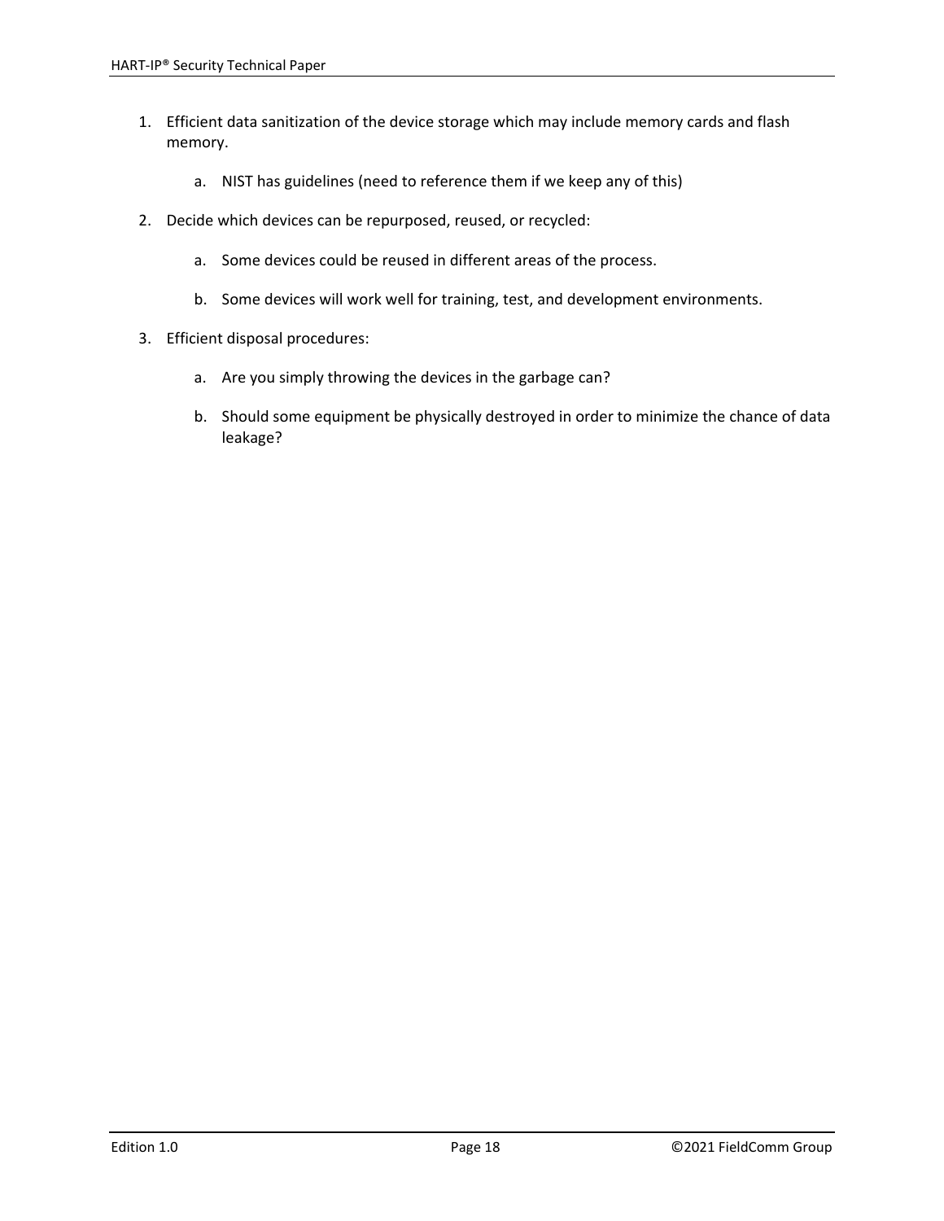1. Efficient data sanitization of the device storage which may include memory cards and flash memory.

    a. NIST has guidelines (need to reference them if we keep any of this)

2. Decide which devices can be repurposed, reused, or recycled:

    a. Some devices could be reused in different areas of the process.

    b. Some devices will work well for training, test, and development environments.

3. Efficient disposal procedures:

    a. Are you simply throwing the devices in the garbage can?

    b. Should some equipment be physically destroyed in order to minimize the chance of data leakage?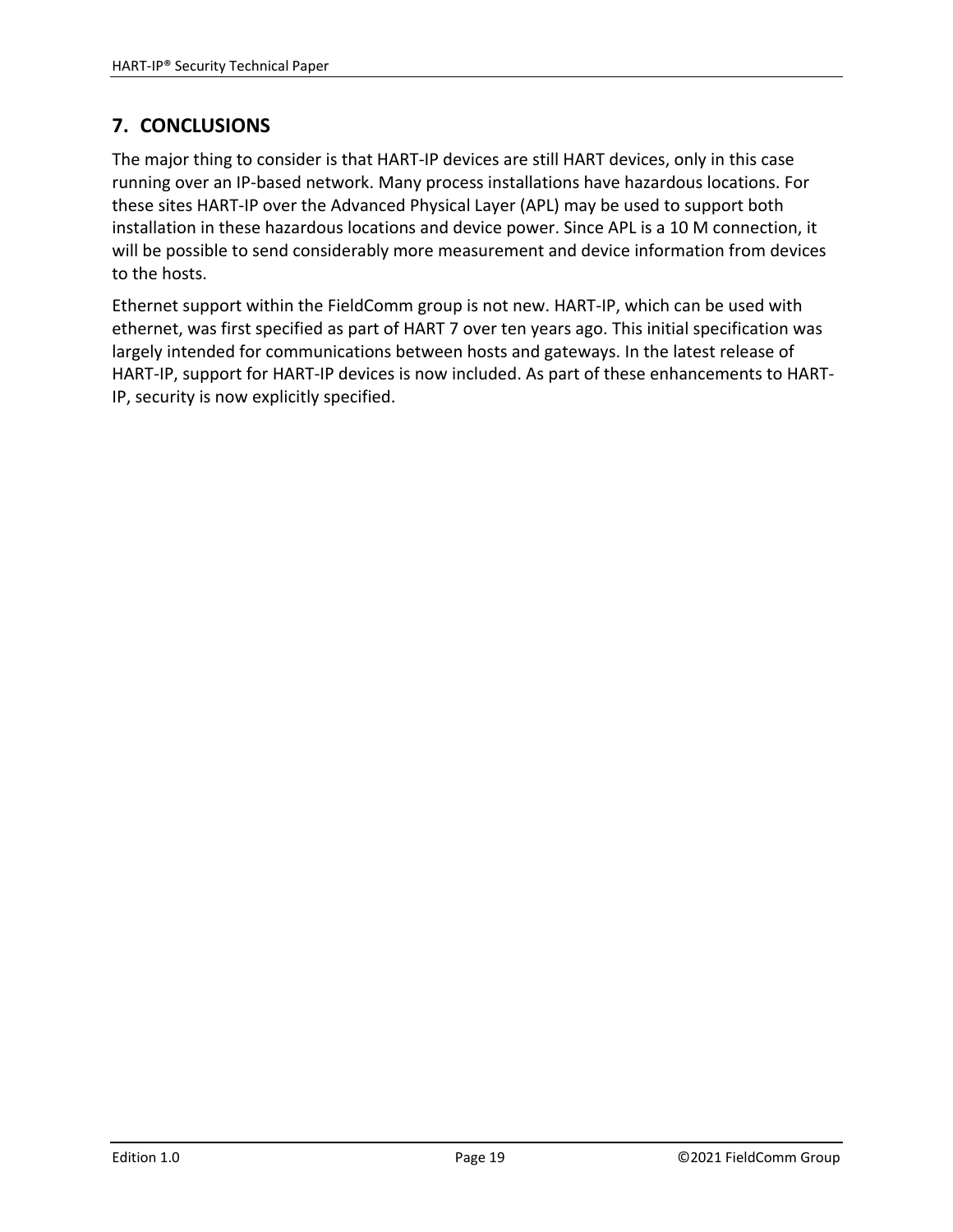## 7. CONCLUSIONS

The major thing to consider is that HART-IP devices are still HART devices, only in this case running over an IP-based network. Many process installations have hazardous locations. For these sites HART-IP over the Advanced Physical Layer (APL) may be used to support both installation in these hazardous locations and device power. Since APL is a 10 M connection, it will be possible to send considerably more measurement and device information from devices to the hosts.

Ethernet support within the FieldComm group is not new. HART-IP, which can be used with ethernet, was first specified as part of HART 7 over ten years ago. This initial specification was largely intended for communications between hosts and gateways. In the latest release of HART-IP, support for HART-IP devices is now included. As part of these enhancements to HART-IP, security is now explicitly specified.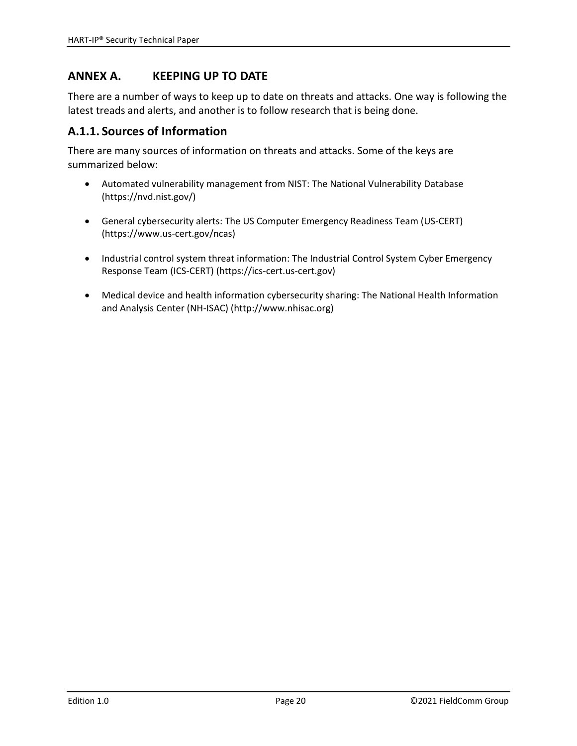# ANNEX A. KEEPING UP TO DATE

There are a number of ways to keep up to date on threats and attacks. One way is following the latest treads and alerts, and another is to follow research that is being done.

## A.1.1. Sources of Information

There are many sources of information on threats and attacks. Some of the keys are summarized below:

- Automated vulnerability management from NIST: The National Vulnerability Database (https://nvd.nist.gov/)
- General cybersecurity alerts: The US Computer Emergency Readiness Team (US-CERT) (https://www.us-cert.gov/ncas)
- Industrial control system threat information: The Industrial Control System Cyber Emergency Response Team (ICS-CERT) (https://ics-cert.us-cert.gov)
- Medical device and health information cybersecurity sharing: The National Health Information and Analysis Center (NH-ISAC) (http://www.nhisac.org)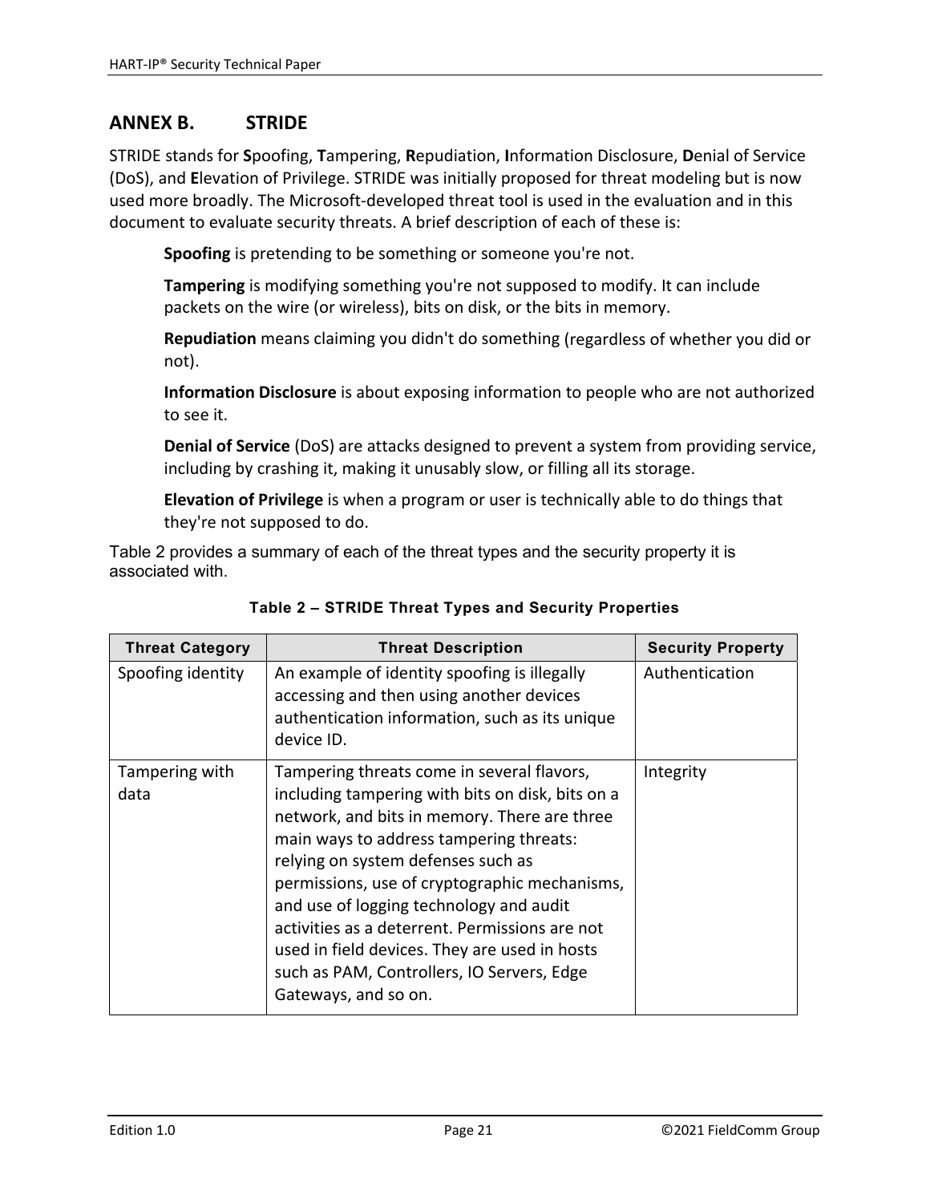# ANNEX B. STRIDE

STRIDE stands for **S**poofing, **T**ampering, **R**epudiation, **I**nformation Disclosure, **D**enial of Service (DoS), and **E**levation of Privilege. STRIDE was initially proposed for threat modeling but is now used more broadly. The Microsoft-developed threat tool is used in the evaluation and in this document to evaluate security threats. A brief description of each of these is:

**Spoofing** is pretending to be something or someone you're not.

**Tampering** is modifying something you're not supposed to modify. It can include packets on the wire (or wireless), bits on disk, or the bits in memory.

**Repudiation** means claiming you didn't do something (regardless of whether you did or not).

**Information Disclosure** is about exposing information to people who are not authorized to see it.

**Denial of Service** (DoS) are attacks designed to prevent a system from providing service, including by crashing it, making it unusably slow, or filling all its storage.

**Elevation of Privilege** is when a program or user is technically able to do things that they're not supposed to do.

Table 2 provides a summary of each of the threat types and the security property it is associated with.

**Table 2 – STRIDE Threat Types and Security Properties**

| Threat Category | Threat Description | Security Property |
|---|---|---|
| Spoofing identity | An example of identity spoofing is illegally accessing and then using another devices authentication information, such as its unique device ID. | Authentication |
| Tampering with data | Tampering threats come in several flavors, including tampering with bits on disk, bits on a network, and bits in memory. There are three main ways to address tampering threats: relying on system defenses such as permissions, use of cryptographic mechanisms, and use of logging technology and audit activities as a deterrent. Permissions are not used in field devices. They are used in hosts such as PAM, Controllers, IO Servers, Edge Gateways, and so on. | Integrity |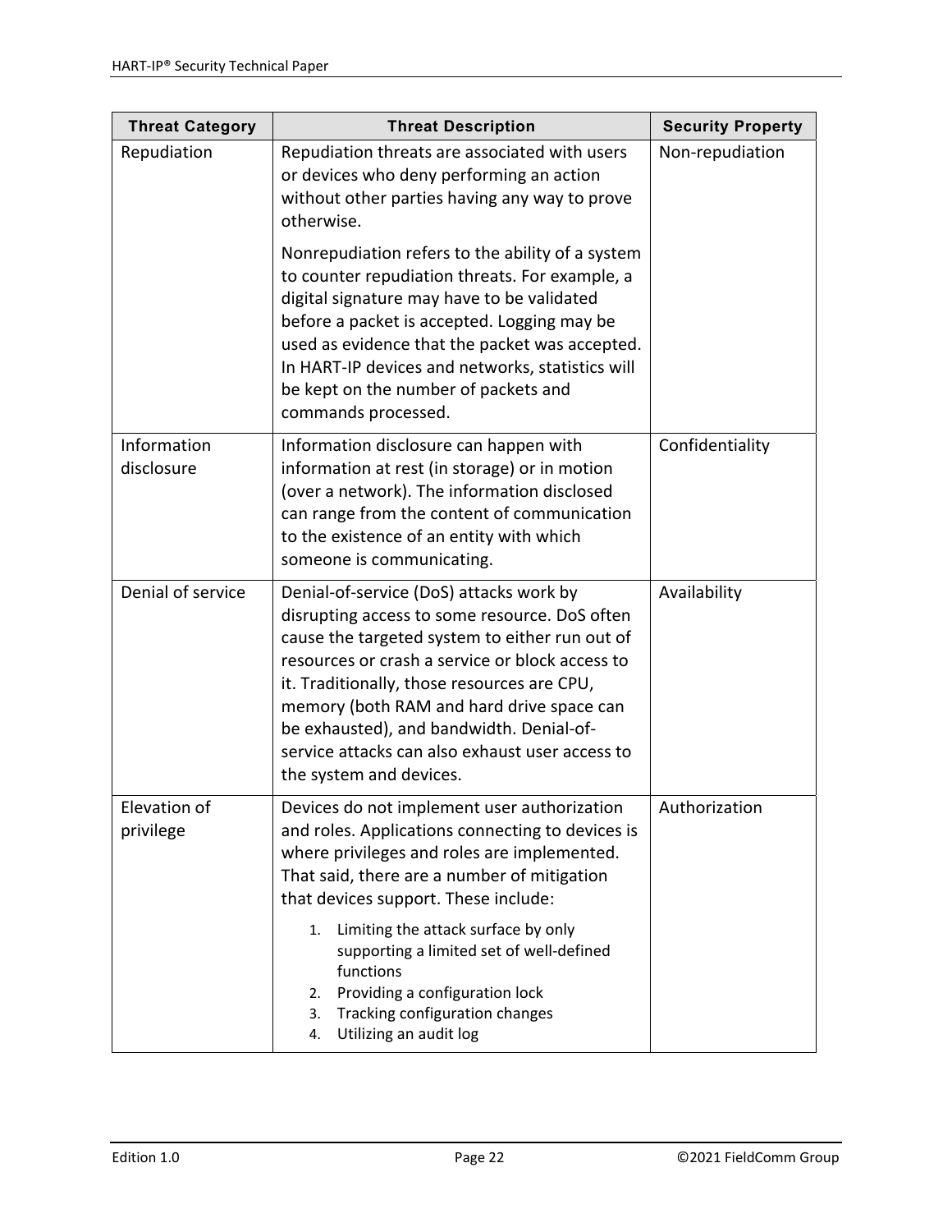| Threat Category | Threat Description | Security Property |
| --- | --- | --- |
| Repudiation | Repudiation threats are associated with users or devices who deny performing an action without other parties having any way to prove otherwise.<br><br>Nonrepudiation refers to the ability of a system to counter repudiation threats. For example, a digital signature may have to be validated before a packet is accepted. Logging may be used as evidence that the packet was accepted. In HART-IP devices and networks, statistics will be kept on the number of packets and commands processed. | Non-repudiation |
| Information disclosure | Information disclosure can happen with information at rest (in storage) or in motion (over a network). The information disclosed can range from the content of communication to the existence of an entity with which someone is communicating. | Confidentiality |
| Denial of service | Denial-of-service (DoS) attacks work by disrupting access to some resource. DoS often cause the targeted system to either run out of resources or crash a service or block access to it. Traditionally, those resources are CPU, memory (both RAM and hard drive space can be exhausted), and bandwidth. Denial-of-service attacks can also exhaust user access to the system and devices. | Availability |
| Elevation of privilege | Devices do not implement user authorization and roles. Applications connecting to devices is where privileges and roles are implemented. That said, there are a number of mitigation that devices support. These include:<br><br>1. Limiting the attack surface by only supporting a limited set of well-defined functions<br>2. Providing a configuration lock<br>3. Tracking configuration changes<br>4. Utilizing an audit log | Authorization |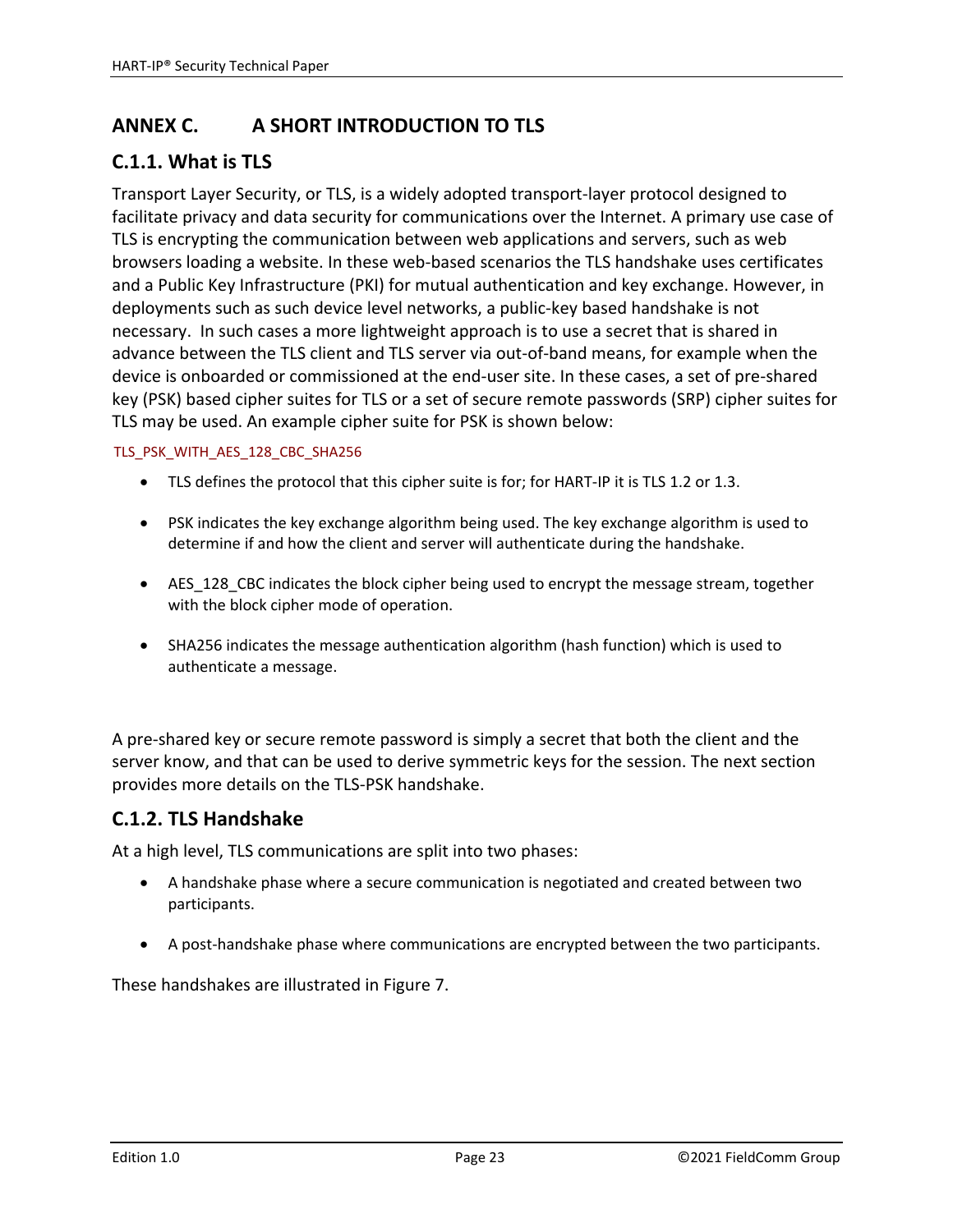# ANNEX C. A SHORT INTRODUCTION TO TLS

## C.1.1. What is TLS

Transport Layer Security, or TLS, is a widely adopted transport-layer protocol designed to facilitate privacy and data security for communications over the Internet. A primary use case of TLS is encrypting the communication between web applications and servers, such as web browsers loading a website. In these web-based scenarios the TLS handshake uses certificates and a Public Key Infrastructure (PKI) for mutual authentication and key exchange. However, in deployments such as such device level networks, a public-key based handshake is not necessary. In such cases a more lightweight approach is to use a secret that is shared in advance between the TLS client and TLS server via out-of-band means, for example when the device is onboarded or commissioned at the end-user site. In these cases, a set of pre-shared key (PSK) based cipher suites for TLS or a set of secure remote passwords (SRP) cipher suites for TLS may be used. An example cipher suite for PSK is shown below:

TLS_PSK_WITH_AES_128_CBC_SHA256

- TLS defines the protocol that this cipher suite is for; for HART-IP it is TLS 1.2 or 1.3.
- PSK indicates the key exchange algorithm being used. The key exchange algorithm is used to determine if and how the client and server will authenticate during the handshake.
- AES_128_CBC indicates the block cipher being used to encrypt the message stream, together with the block cipher mode of operation.
- SHA256 indicates the message authentication algorithm (hash function) which is used to authenticate a message.

A pre-shared key or secure remote password is simply a secret that both the client and the server know, and that can be used to derive symmetric keys for the session. The next section provides more details on the TLS-PSK handshake.

## C.1.2. TLS Handshake

At a high level, TLS communications are split into two phases:

- A handshake phase where a secure communication is negotiated and created between two participants.
- A post-handshake phase where communications are encrypted between the two participants.

These handshakes are illustrated in Figure 7.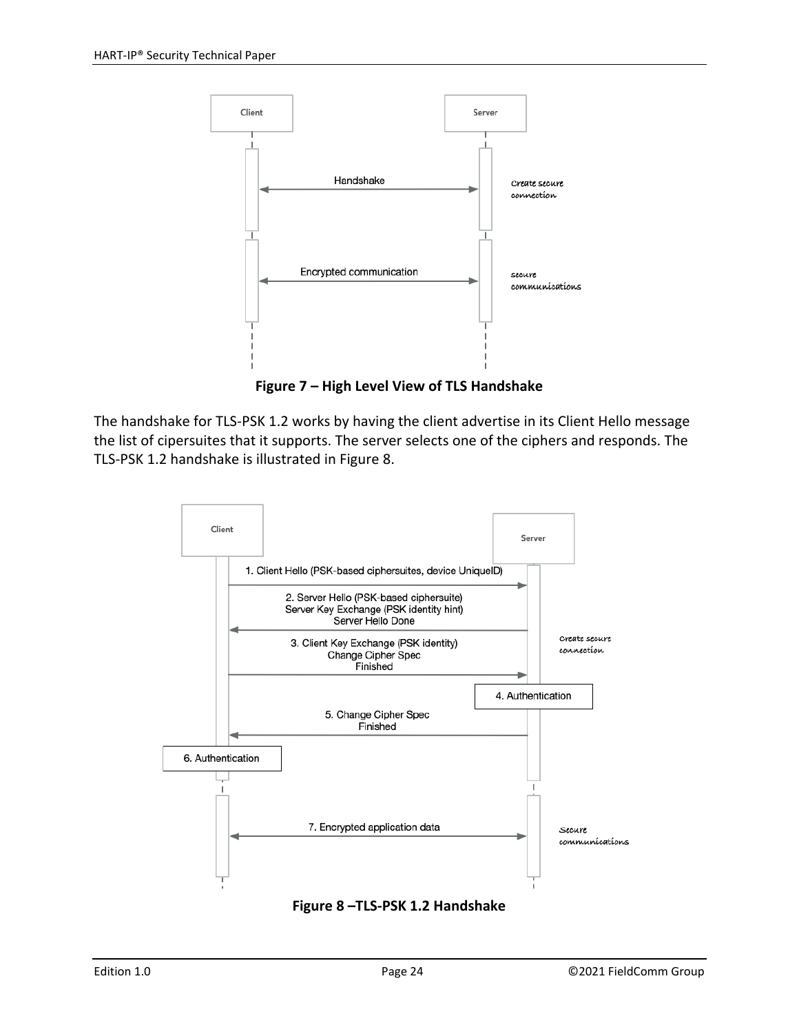**Figure 7 – High Level View of TLS Handshake**

The handshake for TLS-PSK 1.2 works by having the client advertise in its Client Hello message the list of cipersuites that it supports. The server selects one of the ciphers and responds. The TLS-PSK 1.2 handshake is illustrated in Figure 8.

**Figure 8 –TLS-PSK 1.2 Handshake**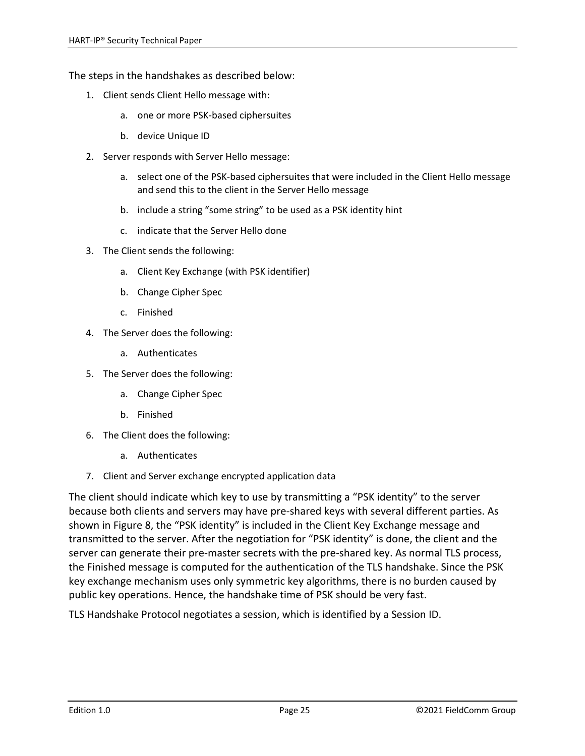The steps in the handshakes as described below:

1. Client sends Client Hello message with:
   a. one or more PSK-based ciphersuites
   b. device Unique ID
2. Server responds with Server Hello message:
   a. select one of the PSK-based ciphersuites that were included in the Client Hello message and send this to the client in the Server Hello message
   b. include a string "some string" to be used as a PSK identity hint
   c. indicate that the Server Hello done
3. The Client sends the following:
   a. Client Key Exchange (with PSK identifier)
   b. Change Cipher Spec
   c. Finished
4. The Server does the following:
   a. Authenticates
5. The Server does the following:
   a. Change Cipher Spec
   b. Finished
6. The Client does the following:
   a. Authenticates
7. Client and Server exchange encrypted application data

The client should indicate which key to use by transmitting a "PSK identity" to the server because both clients and servers may have pre-shared keys with several different parties. As shown in Figure 8, the "PSK identity" is included in the Client Key Exchange message and transmitted to the server. After the negotiation for "PSK identity" is done, the client and the server can generate their pre-master secrets with the pre-shared key. As normal TLS process, the Finished message is computed for the authentication of the TLS handshake. Since the PSK key exchange mechanism uses only symmetric key algorithms, there is no burden caused by public key operations. Hence, the handshake time of PSK should be very fast.

TLS Handshake Protocol negotiates a session, which is identified by a Session ID.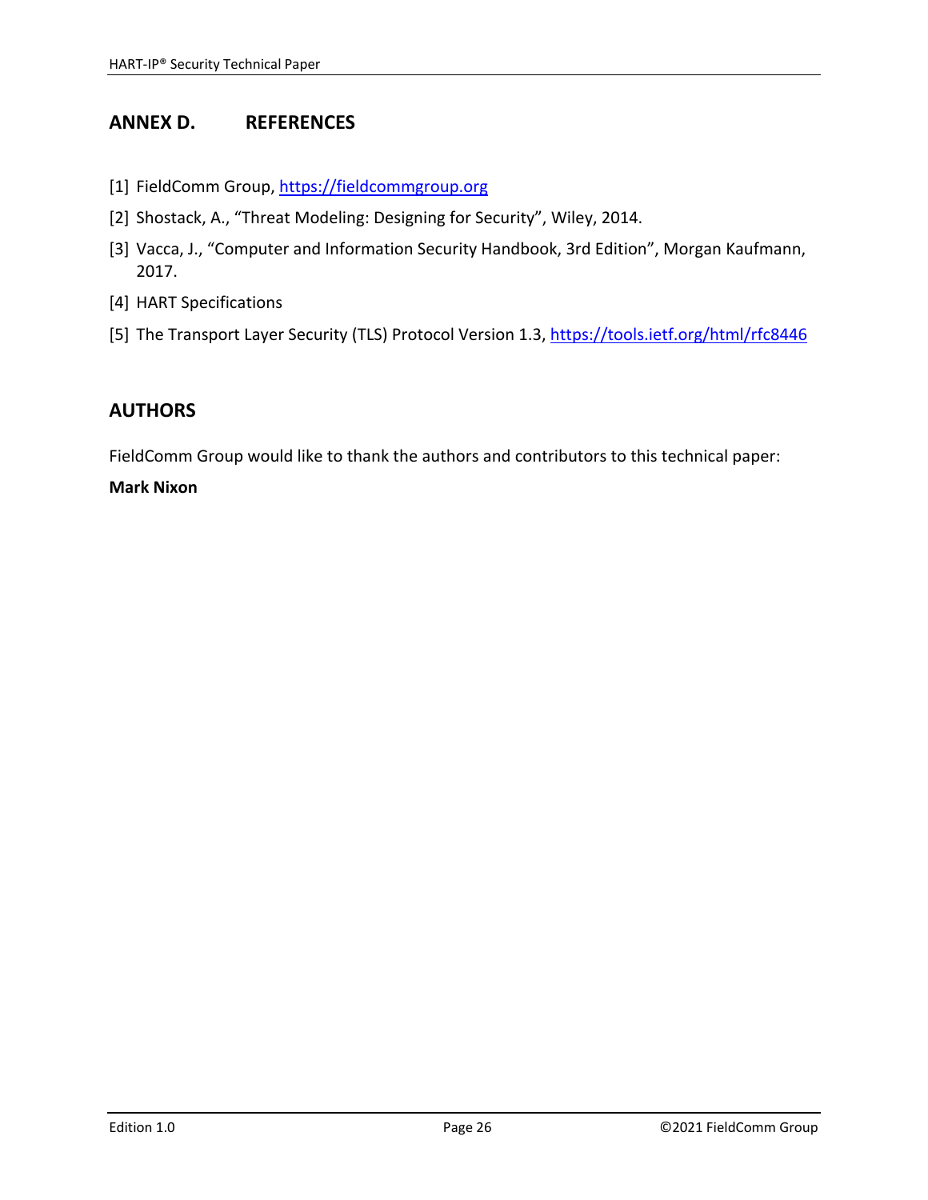## ANNEX D. REFERENCES

[1] FieldComm Group, https://fieldcommgroup.org

[2] Shostack, A., "Threat Modeling: Designing for Security", Wiley, 2014.

[3] Vacca, J., "Computer and Information Security Handbook, 3rd Edition", Morgan Kaufmann, 2017.

[4] HART Specifications

[5] The Transport Layer Security (TLS) Protocol Version 1.3, https://tools.ietf.org/html/rfc8446

## AUTHORS

FieldComm Group would like to thank the authors and contributors to this technical paper:

**Mark Nixon**